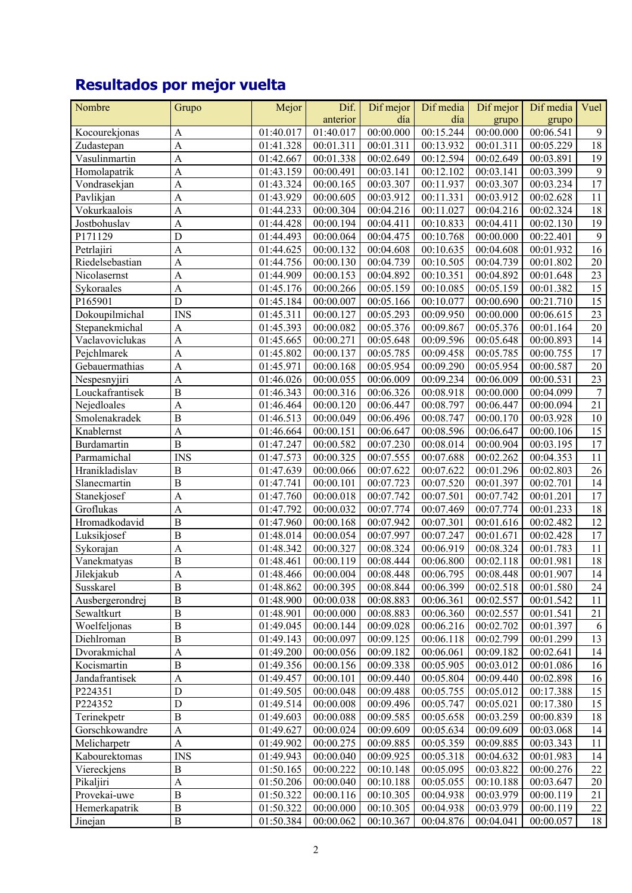## Resultados por mejor vuelta

| Nombre | Grupo | Mejor | Dif. anterior | Dif mejor día | Dif media día | Dif mejor grupo | Dif media grupo | Vuel |
|---|---|---|---|---|---|---|---|---|
| Kocourekjonas | A | 01:40.017 | 01:40.017 | 00:00.000 | 00:15.244 | 00:00.000 | 00:06.541 | 9 |
| Zudastepan | A | 01:41.328 | 00:01.311 | 00:01.311 | 00:13.932 | 00:01.311 | 00:05.229 | 18 |
| Vasulinmartin | A | 01:42.667 | 00:01.338 | 00:02.649 | 00:12.594 | 00:02.649 | 00:03.891 | 19 |
| Homolapatrik | A | 01:43.159 | 00:00.491 | 00:03.141 | 00:12.102 | 00:03.141 | 00:03.399 | 9 |
| Vondrasekjan | A | 01:43.324 | 00:00.165 | 00:03.307 | 00:11.937 | 00:03.307 | 00:03.234 | 17 |
| Pavlikjan | A | 01:43.929 | 00:00.605 | 00:03.912 | 00:11.331 | 00:03.912 | 00:02.628 | 11 |
| Vokurkaalois | A | 01:44.233 | 00:00.304 | 00:04.216 | 00:11.027 | 00:04.216 | 00:02.324 | 18 |
| Jostbohuslav | A | 01:44.428 | 00:00.194 | 00:04.411 | 00:10.833 | 00:04.411 | 00:02.130 | 19 |
| P171129 | D | 01:44.493 | 00:00.064 | 00:04.475 | 00:10.768 | 00:00.000 | 00:22.401 | 9 |
| Petrlajiri | A | 01:44.625 | 00:00.132 | 00:04.608 | 00:10.635 | 00:04.608 | 00:01.932 | 16 |
| Riedelsebastian | A | 01:44.756 | 00:00.130 | 00:04.739 | 00:10.505 | 00:04.739 | 00:01.802 | 20 |
| Nicolasernst | A | 01:44.909 | 00:00.153 | 00:04.892 | 00:10.351 | 00:04.892 | 00:01.648 | 23 |
| Sykoraales | A | 01:45.176 | 00:00.266 | 00:05.159 | 00:10.085 | 00:05.159 | 00:01.382 | 15 |
| P165901 | D | 01:45.184 | 00:00.007 | 00:05.166 | 00:10.077 | 00:00.690 | 00:21.710 | 15 |
| Dokoupilmichal | INS | 01:45.311 | 00:00.127 | 00:05.293 | 00:09.950 | 00:00.000 | 00:06.615 | 23 |
| Stepanekmichal | A | 01:45.393 | 00:00.082 | 00:05.376 | 00:09.867 | 00:05.376 | 00:01.164 | 20 |
| Vaclavoviclukas | A | 01:45.665 | 00:00.271 | 00:05.648 | 00:09.596 | 00:05.648 | 00:00.893 | 14 |
| Pejchlmarek | A | 01:45.802 | 00:00.137 | 00:05.785 | 00:09.458 | 00:05.785 | 00:00.755 | 17 |
| Gebauermathias | A | 01:45.971 | 00:00.168 | 00:05.954 | 00:09.290 | 00:05.954 | 00:00.587 | 20 |
| Nespesnyjiri | A | 01:46.026 | 00:00.055 | 00:06.009 | 00:09.234 | 00:06.009 | 00:00.531 | 23 |
| Louckafrantisek | B | 01:46.343 | 00:00.316 | 00:06.326 | 00:08.918 | 00:00.000 | 00:04.099 | 7 |
| Nejedloales | A | 01:46.464 | 00:00.120 | 00:06.447 | 00:08.797 | 00:06.447 | 00:00.094 | 21 |
| Smolenakradek | B | 01:46.513 | 00:00.049 | 00:06.496 | 00:08.747 | 00:00.170 | 00:03.928 | 10 |
| Knablernst | A | 01:46.664 | 00:00.151 | 00:06.647 | 00:08.596 | 00:06.647 | 00:00.106 | 15 |
| Burdamartin | B | 01:47.247 | 00:00.582 | 00:07.230 | 00:08.014 | 00:00.904 | 00:03.195 | 17 |
| Parmamichal | INS | 01:47.573 | 00:00.325 | 00:07.555 | 00:07.688 | 00:02.262 | 00:04.353 | 11 |
| Hranikladislav | B | 01:47.639 | 00:00.066 | 00:07.622 | 00:07.622 | 00:01.296 | 00:02.803 | 26 |
| Slanecmartin | B | 01:47.741 | 00:00.101 | 00:07.723 | 00:07.520 | 00:01.397 | 00:02.701 | 14 |
| Stanekjosef | A | 01:47.760 | 00:00.018 | 00:07.742 | 00:07.501 | 00:07.742 | 00:01.201 | 17 |
| Groflukas | A | 01:47.792 | 00:00.032 | 00:07.774 | 00:07.469 | 00:07.774 | 00:01.233 | 18 |
| Hromadkodavid | B | 01:47.960 | 00:00.168 | 00:07.942 | 00:07.301 | 00:01.616 | 00:02.482 | 12 |
| Luksikjosef | B | 01:48.014 | 00:00.054 | 00:07.997 | 00:07.247 | 00:01.671 | 00:02.428 | 17 |
| Sykorajan | A | 01:48.342 | 00:00.327 | 00:08.324 | 00:06.919 | 00:08.324 | 00:01.783 | 11 |
| Vanekmatyas | B | 01:48.461 | 00:00.119 | 00:08.444 | 00:06.800 | 00:02.118 | 00:01.981 | 18 |
| Jilekjakub | A | 01:48.466 | 00:00.004 | 00:08.448 | 00:06.795 | 00:08.448 | 00:01.907 | 14 |
| Susskarel | B | 01:48.862 | 00:00.395 | 00:08.844 | 00:06.399 | 00:02.518 | 00:01.580 | 24 |
| Ausbergerondrej | B | 01:48.900 | 00:00.038 | 00:08.883 | 00:06.361 | 00:02.557 | 00:01.542 | 11 |
| Sewaltkurt | B | 01:48.901 | 00:00.000 | 00:08.883 | 00:06.360 | 00:02.557 | 00:01.541 | 21 |
| Woelfeljonas | B | 01:49.045 | 00:00.144 | 00:09.028 | 00:06.216 | 00:02.702 | 00:01.397 | 6 |
| Diehlroman | B | 01:49.143 | 00:00.097 | 00:09.125 | 00:06.118 | 00:02.799 | 00:01.299 | 13 |
| Dvorakmichal | A | 01:49.200 | 00:00.056 | 00:09.182 | 00:06.061 | 00:09.182 | 00:02.641 | 14 |
| Kocismartin | B | 01:49.356 | 00:00.156 | 00:09.338 | 00:05.905 | 00:03.012 | 00:01.086 | 16 |
| Jandafrantisek | A | 01:49.457 | 00:00.101 | 00:09.440 | 00:05.804 | 00:09.440 | 00:02.898 | 16 |
| P224351 | D | 01:49.505 | 00:00.048 | 00:09.488 | 00:05.755 | 00:05.012 | 00:17.388 | 15 |
| P224352 | D | 01:49.514 | 00:00.008 | 00:09.496 | 00:05.747 | 00:05.021 | 00:17.380 | 15 |
| Terinekpetr | B | 01:49.603 | 00:00.088 | 00:09.585 | 00:05.658 | 00:03.259 | 00:00.839 | 18 |
| Gorschkowandre | A | 01:49.627 | 00:00.024 | 00:09.609 | 00:05.634 | 00:09.609 | 00:03.068 | 14 |
| Melicharpetr | A | 01:49.902 | 00:00.275 | 00:09.885 | 00:05.359 | 00:09.885 | 00:03.343 | 11 |
| Kabourektomas | INS | 01:49.943 | 00:00.040 | 00:09.925 | 00:05.318 | 00:04.632 | 00:01.983 | 14 |
| Viereckjens | B | 01:50.165 | 00:00.222 | 00:10.148 | 00:05.095 | 00:03.822 | 00:00.276 | 22 |
| Pikaljiri | A | 01:50.206 | 00:00.040 | 00:10.188 | 00:05.055 | 00:10.188 | 00:03.647 | 20 |
| Provekai-uwe | B | 01:50.322 | 00:00.116 | 00:10.305 | 00:04.938 | 00:03.979 | 00:00.119 | 21 |
| Hemerkapatrik | B | 01:50.322 | 00:00.000 | 00:10.305 | 00:04.938 | 00:03.979 | 00:00.119 | 22 |
| Jinejan | B | 01:50.384 | 00:00.062 | 00:10.367 | 00:04.876 | 00:04.041 | 00:00.057 | 18 |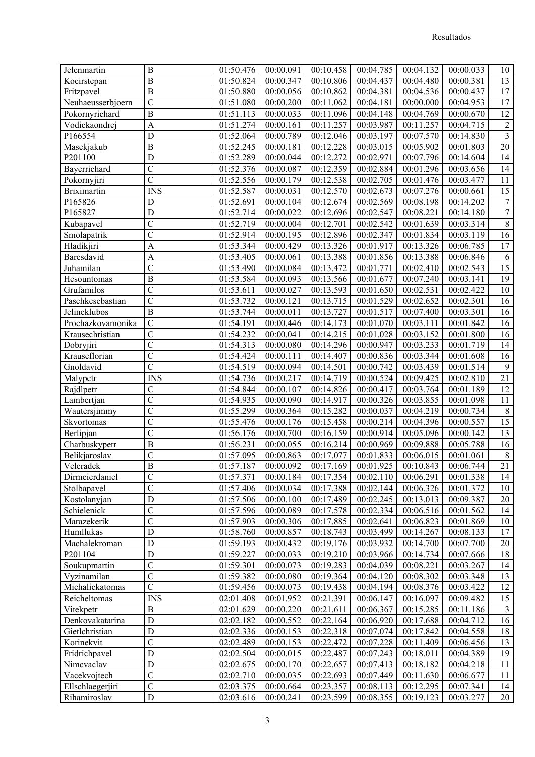| Jelenmartin | B | 01:50.476 | 00:00.091 | 00:10.458 | 00:04.785 | 00:04.132 | 00:00.033 | 10 |
|---|---|---|---|---|---|---|---|---|
| Kocirstepan | B | 01:50.824 | 00:00.347 | 00:10.806 | 00:04.437 | 00:04.480 | 00:00.381 | 13 |
| Fritzpavel | B | 01:50.880 | 00:00.056 | 00:10.862 | 00:04.381 | 00:04.536 | 00:00.437 | 17 |
| Neuhaeusserbjoern | C | 01:51.080 | 00:00.200 | 00:11.062 | 00:04.181 | 00:00.000 | 00:04.953 | 17 |
| Pokornyrichard | B | 01:51.113 | 00:00.033 | 00:11.096 | 00:04.148 | 00:04.769 | 00:00.670 | 12 |
| Vodickaondrej | A | 01:51.274 | 00:00.161 | 00:11.257 | 00:03.987 | 00:11.257 | 00:04.715 | 2 |
| P166554 | D | 01:52.064 | 00:00.789 | 00:12.046 | 00:03.197 | 00:07.570 | 00:14.830 | 3 |
| Masekjakub | B | 01:52.245 | 00:00.181 | 00:12.228 | 00:03.015 | 00:05.902 | 00:01.803 | 20 |
| P201100 | D | 01:52.289 | 00:00.044 | 00:12.272 | 00:02.971 | 00:07.796 | 00:14.604 | 14 |
| Bayerrichard | C | 01:52.376 | 00:00.087 | 00:12.359 | 00:02.884 | 00:01.296 | 00:03.656 | 14 |
| Pokornyjiri | C | 01:52.556 | 00:00.179 | 00:12.538 | 00:02.705 | 00:01.476 | 00:03.477 | 11 |
| Briximartin | INS | 01:52.587 | 00:00.031 | 00:12.570 | 00:02.673 | 00:07.276 | 00:00.661 | 15 |
| P165826 | D | 01:52.691 | 00:00.104 | 00:12.674 | 00:02.569 | 00:08.198 | 00:14.202 | 7 |
| P165827 | D | 01:52.714 | 00:00.022 | 00:12.696 | 00:02.547 | 00:08.221 | 00:14.180 | 7 |
| Kubapavel | C | 01:52.719 | 00:00.004 | 00:12.701 | 00:02.542 | 00:01.639 | 00:03.314 | 8 |
| Smolapatrik | C | 01:52.914 | 00:00.195 | 00:12.896 | 00:02.347 | 00:01.834 | 00:03.119 | 16 |
| Hladikjiri | A | 01:53.344 | 00:00.429 | 00:13.326 | 00:01.917 | 00:13.326 | 00:06.785 | 17 |
| Baresdavid | A | 01:53.405 | 00:00.061 | 00:13.388 | 00:01.856 | 00:13.388 | 00:06.846 | 6 |
| Juhamilan | C | 01:53.490 | 00:00.084 | 00:13.472 | 00:01.771 | 00:02.410 | 00:02.543 | 15 |
| Hesountomas | B | 01:53.584 | 00:00.093 | 00:13.566 | 00:01.677 | 00:07.240 | 00:03.141 | 19 |
| Grufamilos | C | 01:53.611 | 00:00.027 | 00:13.593 | 00:01.650 | 00:02.531 | 00:02.422 | 10 |
| Paschkesebastian | C | 01:53.732 | 00:00.121 | 00:13.715 | 00:01.529 | 00:02.652 | 00:02.301 | 16 |
| Jelineklubos | B | 01:53.744 | 00:00.011 | 00:13.727 | 00:01.517 | 00:07.400 | 00:03.301 | 16 |
| Prochazkovamonika | C | 01:54.191 | 00:00.446 | 00:14.173 | 00:01.070 | 00:03.111 | 00:01.842 | 16 |
| Krausechristian | C | 01:54.232 | 00:00.041 | 00:14.215 | 00:01.028 | 00:03.152 | 00:01.800 | 16 |
| Dobryjiri | C | 01:54.313 | 00:00.080 | 00:14.296 | 00:00.947 | 00:03.233 | 00:01.719 | 14 |
| Krauseflorian | C | 01:54.424 | 00:00.111 | 00:14.407 | 00:00.836 | 00:03.344 | 00:01.608 | 16 |
| Gnoldavid | C | 01:54.519 | 00:00.094 | 00:14.501 | 00:00.742 | 00:03.439 | 00:01.514 | 9 |
| Malypetr | INS | 01:54.736 | 00:00.217 | 00:14.719 | 00:00.524 | 00:09.425 | 00:02.810 | 21 |
| Rajdlpetr | C | 01:54.844 | 00:00.107 | 00:14.826 | 00:00.417 | 00:03.764 | 00:01.189 | 12 |
| Lambertjan | C | 01:54.935 | 00:00.090 | 00:14.917 | 00:00.326 | 00:03.855 | 00:01.098 | 11 |
| Wautersjimmy | C | 01:55.299 | 00:00.364 | 00:15.282 | 00:00.037 | 00:04.219 | 00:00.734 | 8 |
| Skvortomas | C | 01:55.476 | 00:00.176 | 00:15.458 | 00:00.214 | 00:04.396 | 00:00.557 | 15 |
| Berlipjan | C | 01:56.176 | 00:00.700 | 00:16.159 | 00:00.914 | 00:05.096 | 00:00.142 | 13 |
| Charbuskypetr | B | 01:56.231 | 00:00.055 | 00:16.214 | 00:00.969 | 00:09.888 | 00:05.788 | 16 |
| Belikjaroslav | C | 01:57.095 | 00:00.863 | 00:17.077 | 00:01.833 | 00:06.015 | 00:01.061 | 8 |
| Veleradek | B | 01:57.187 | 00:00.092 | 00:17.169 | 00:01.925 | 00:10.843 | 00:06.744 | 21 |
| Dirmeierdaniel | C | 01:57.371 | 00:00.184 | 00:17.354 | 00:02.110 | 00:06.291 | 00:01.338 | 14 |
| Stolbapavel | C | 01:57.406 | 00:00.034 | 00:17.388 | 00:02.144 | 00:06.326 | 00:01.372 | 10 |
| Kostolanyjan | D | 01:57.506 | 00:00.100 | 00:17.489 | 00:02.245 | 00:13.013 | 00:09.387 | 20 |
| Schielenick | C | 01:57.596 | 00:00.089 | 00:17.578 | 00:02.334 | 00:06.516 | 00:01.562 | 14 |
| Marazekerik | C | 01:57.903 | 00:00.306 | 00:17.885 | 00:02.641 | 00:06.823 | 00:01.869 | 10 |
| Humllukas | D | 01:58.760 | 00:00.857 | 00:18.743 | 00:03.499 | 00:14.267 | 00:08.133 | 17 |
| Machalekroman | D | 01:59.193 | 00:00.432 | 00:19.176 | 00:03.932 | 00:14.700 | 00:07.700 | 20 |
| P201104 | D | 01:59.227 | 00:00.033 | 00:19.210 | 00:03.966 | 00:14.734 | 00:07.666 | 18 |
| Soukupmartin | C | 01:59.301 | 00:00.073 | 00:19.283 | 00:04.039 | 00:08.221 | 00:03.267 | 14 |
| Vyzinamilan | C | 01:59.382 | 00:00.080 | 00:19.364 | 00:04.120 | 00:08.302 | 00:03.348 | 13 |
| Michalickatomas | C | 01:59.456 | 00:00.073 | 00:19.438 | 00:04.194 | 00:08.376 | 00:03.422 | 12 |
| Reicheltomas | INS | 02:01.408 | 00:01.952 | 00:21.391 | 00:06.147 | 00:16.097 | 00:09.482 | 15 |
| Vitekpetr | B | 02:01.629 | 00:00.220 | 00:21.611 | 00:06.367 | 00:15.285 | 00:11.186 | 3 |
| Denkovakatarina | D | 02:02.182 | 00:00.552 | 00:22.164 | 00:06.920 | 00:17.688 | 00:04.712 | 16 |
| Gietlchristian | D | 02:02.336 | 00:00.153 | 00:22.318 | 00:07.074 | 00:17.842 | 00:04.558 | 18 |
| Korinekvit | C | 02:02.489 | 00:00.153 | 00:22.472 | 00:07.228 | 00:11.409 | 00:06.456 | 13 |
| Fridrichpavel | D | 02:02.504 | 00:00.015 | 00:22.487 | 00:07.243 | 00:18.011 | 00:04.389 | 19 |
| Nimcvaclav | D | 02:02.675 | 00:00.170 | 00:22.657 | 00:07.413 | 00:18.182 | 00:04.218 | 11 |
| Vacekvojtech | C | 02:02.710 | 00:00.035 | 00:22.693 | 00:07.449 | 00:11.630 | 00:06.677 | 11 |
| Ellschlaegerjiri | C | 02:03.375 | 00:00.664 | 00:23.357 | 00:08.113 | 00:12.295 | 00:07.341 | 14 |
| Rihamiroslav | D | 02:03.616 | 00:00.241 | 00:23.599 | 00:08.355 | 00:19.123 | 00:03.277 | 20 |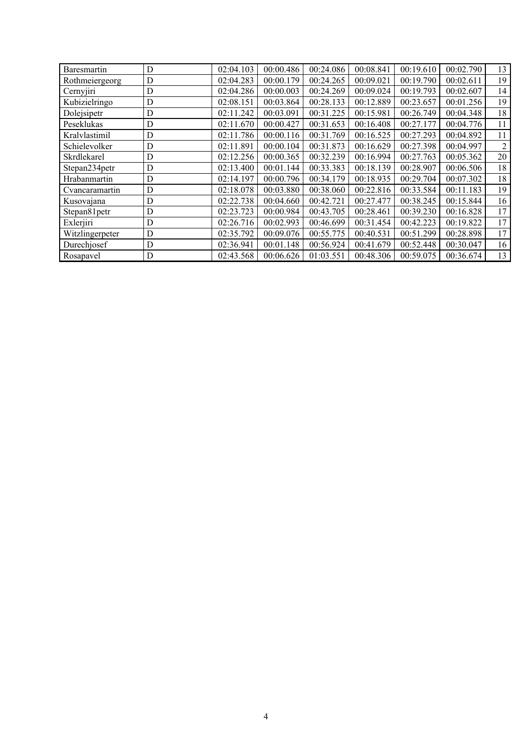| | | | | | | | | |
|---|---|---|---|---|---|---|---|---|
| Baresmartin | D | 02:04.103 | 00:00.486 | 00:24.086 | 00:08.841 | 00:19.610 | 00:02.790 | 13 |
| Rothmeiergeorg | D | 02:04.283 | 00:00.179 | 00:24.265 | 00:09.021 | 00:19.790 | 00:02.611 | 19 |
| Cernyjiri | D | 02:04.286 | 00:00.003 | 00:24.269 | 00:09.024 | 00:19.793 | 00:02.607 | 14 |
| Kubizielringo | D | 02:08.151 | 00:03.864 | 00:28.133 | 00:12.889 | 00:23.657 | 00:01.256 | 19 |
| Dolejsipetr | D | 02:11.242 | 00:03.091 | 00:31.225 | 00:15.981 | 00:26.749 | 00:04.348 | 18 |
| Peseklukas | D | 02:11.670 | 00:00.427 | 00:31.653 | 00:16.408 | 00:27.177 | 00:04.776 | 11 |
| Kralvlastimil | D | 02:11.786 | 00:00.116 | 00:31.769 | 00:16.525 | 00:27.293 | 00:04.892 | 11 |
| Schielevolker | D | 02:11.891 | 00:00.104 | 00:31.873 | 00:16.629 | 00:27.398 | 00:04.997 | 2 |
| Skrdlekarel | D | 02:12.256 | 00:00.365 | 00:32.239 | 00:16.994 | 00:27.763 | 00:05.362 | 20 |
| Stepan234petr | D | 02:13.400 | 00:01.144 | 00:33.383 | 00:18.139 | 00:28.907 | 00:06.506 | 18 |
| Hrabanmartin | D | 02:14.197 | 00:00.796 | 00:34.179 | 00:18.935 | 00:29.704 | 00:07.302 | 18 |
| Cvancaramartin | D | 02:18.078 | 00:03.880 | 00:38.060 | 00:22.816 | 00:33.584 | 00:11.183 | 19 |
| Kusovajana | D | 02:22.738 | 00:04.660 | 00:42.721 | 00:27.477 | 00:38.245 | 00:15.844 | 16 |
| Stepan81petr | D | 02:23.723 | 00:00.984 | 00:43.705 | 00:28.461 | 00:39.230 | 00:16.828 | 17 |
| Exlerjiri | D | 02:26.716 | 00:02.993 | 00:46.699 | 00:31.454 | 00:42.223 | 00:19.822 | 17 |
| Witzlingerpeter | D | 02:35.792 | 00:09.076 | 00:55.775 | 00:40.531 | 00:51.299 | 00:28.898 | 17 |
| Durechjosef | D | 02:36.941 | 00:01.148 | 00:56.924 | 00:41.679 | 00:52.448 | 00:30.047 | 16 |
| Rosapavel | D | 02:43.568 | 00:06.626 | 01:03.551 | 00:48.306 | 00:59.075 | 00:36.674 | 13 |